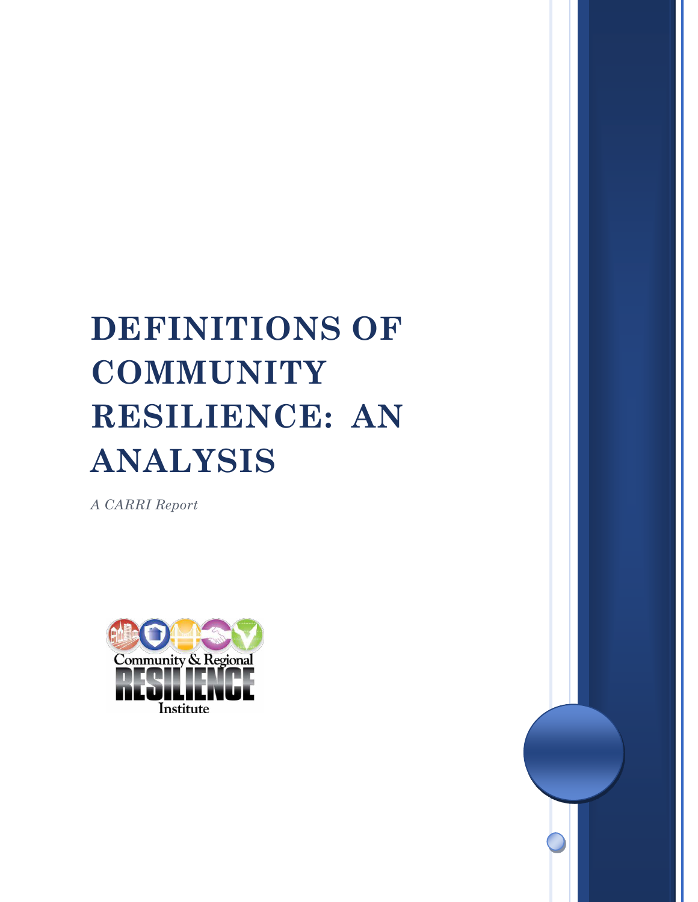# DEFINITIONS OF COMMUNITY RESILIENCE: AN ANALYSIS

*A CARRI Report*

Community & Regional

RESILIENCE

Institute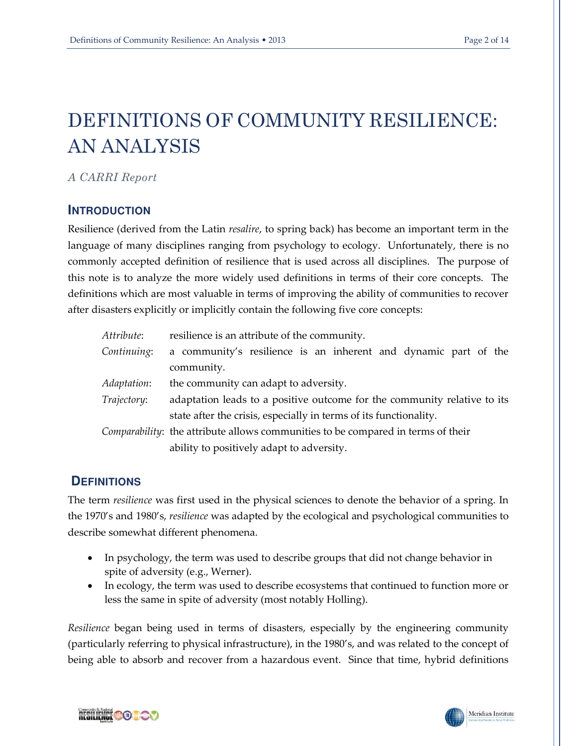# DEFINITIONS OF COMMUNITY RESILIENCE: AN ANALYSIS

*A CARRI Report*

## INTRODUCTION

Resilience (derived from the Latin *resalire*, to spring back) has become an important term in the language of many disciplines ranging from psychology to ecology. Unfortunately, there is no commonly accepted definition of resilience that is used across all disciplines. The purpose of this note is to analyze the more widely used definitions in terms of their core concepts. The definitions which are most valuable in terms of improving the ability of communities to recover after disasters explicitly or implicitly contain the following five core concepts:

- *Attribute*: resilience is an attribute of the community.
- *Continuing*: a community's resilience is an inherent and dynamic part of the community.
- *Adaptation*: the community can adapt to adversity.
- *Trajectory*: adaptation leads to a positive outcome for the community relative to its state after the crisis, especially in terms of its functionality.
- *Comparability*: the attribute allows communities to be compared in terms of their ability to positively adapt to adversity.

## DEFINITIONS

The term *resilience* was first used in the physical sciences to denote the behavior of a spring. In the 1970's and 1980's, *resilience* was adapted by the ecological and psychological communities to describe somewhat different phenomena.

- In psychology, the term was used to describe groups that did not change behavior in spite of adversity (e.g., Werner).
- In ecology, the term was used to describe ecosystems that continued to function more or less the same in spite of adversity (most notably Holling).

*Resilience* began being used in terms of disasters, especially by the engineering community (particularly referring to physical infrastructure), in the 1980's, and was related to the concept of being able to absorb and recover from a hazardous event. Since that time, hybrid definitions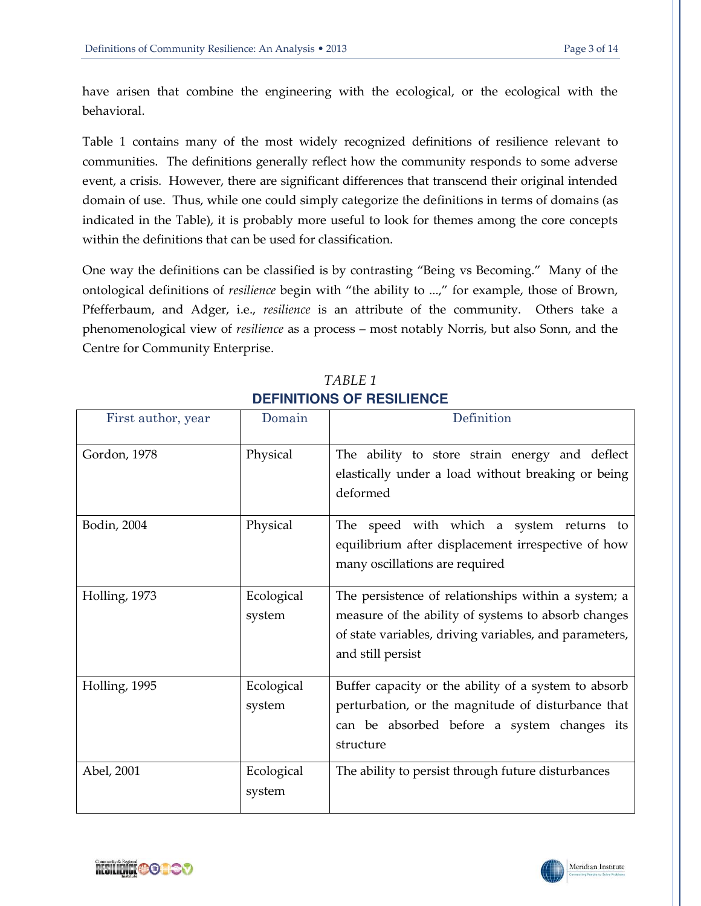have arisen that combine the engineering with the ecological, or the ecological with the behavioral.

Table 1 contains many of the most widely recognized definitions of resilience relevant to communities. The definitions generally reflect how the community responds to some adverse event, a crisis. However, there are significant differences that transcend their original intended domain of use. Thus, while one could simply categorize the definitions in terms of domains (as indicated in the Table), it is probably more useful to look for themes among the core concepts within the definitions that can be used for classification.

One way the definitions can be classified is by contrasting "Being vs Becoming." Many of the ontological definitions of *resilience* begin with "the ability to ...," for example, those of Brown, Pfefferbaum, and Adger, i.e., *resilience* is an attribute of the community. Others take a phenomenological view of *resilience* as a process – most notably Norris, but also Sonn, and the Centre for Community Enterprise.

*TABLE 1*

**DEFINITIONS OF RESILIENCE**

| First author, year | Domain | Definition |
|---|---|---|
| Gordon, 1978 | Physical | The ability to store strain energy and deflect elastically under a load without breaking or being deformed |
| Bodin, 2004 | Physical | The speed with which a system returns to equilibrium after displacement irrespective of how many oscillations are required |
| Holling, 1973 | Ecological system | The persistence of relationships within a system; a measure of the ability of systems to absorb changes of state variables, driving variables, and parameters, and still persist |
| Holling, 1995 | Ecological system | Buffer capacity or the ability of a system to absorb perturbation, or the magnitude of disturbance that can be absorbed before a system changes its structure |
| Abel, 2001 | Ecological system | The ability to persist through future disturbances |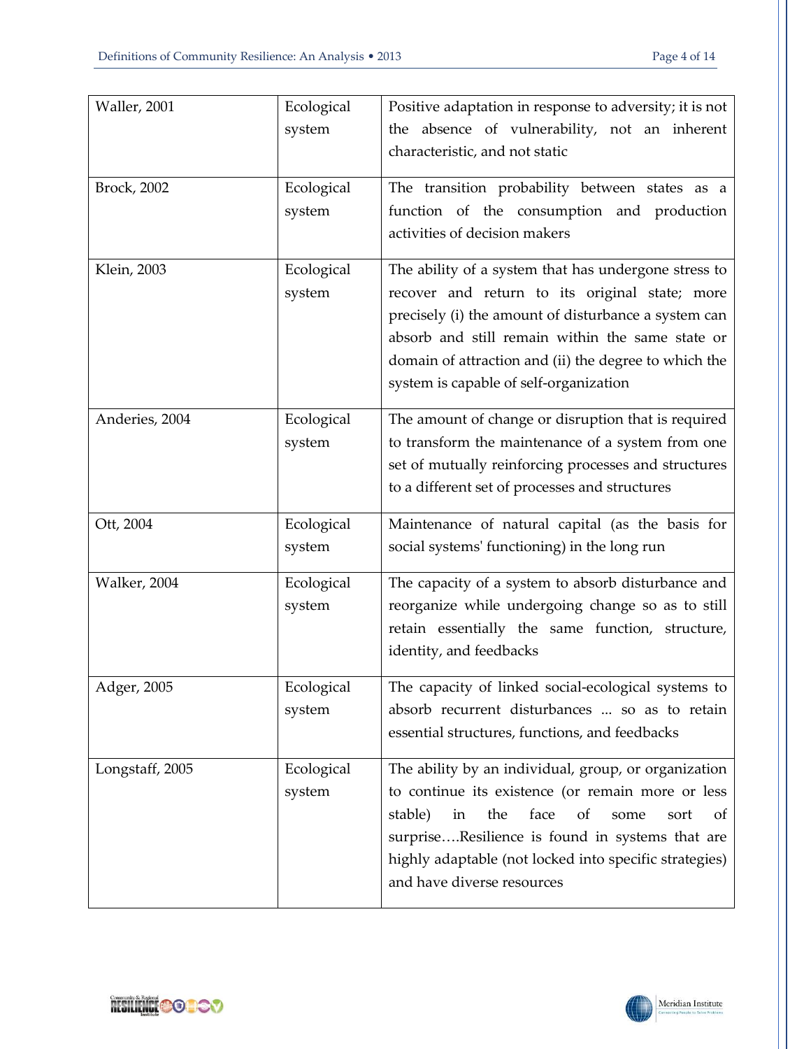| Waller, 2001 | Ecological system | Positive adaptation in response to adversity; it is not the absence of vulnerability, not an inherent characteristic, and not static |
|---|---|---|
| Brock, 2002 | Ecological system | The transition probability between states as a function of the consumption and production activities of decision makers |
| Klein, 2003 | Ecological system | The ability of a system that has undergone stress to recover and return to its original state; more precisely (i) the amount of disturbance a system can absorb and still remain within the same state or domain of attraction and (ii) the degree to which the system is capable of self-organization |
| Anderies, 2004 | Ecological system | The amount of change or disruption that is required to transform the maintenance of a system from one set of mutually reinforcing processes and structures to a different set of processes and structures |
| Ott, 2004 | Ecological system | Maintenance of natural capital (as the basis for social systems' functioning) in the long run |
| Walker, 2004 | Ecological system | The capacity of a system to absorb disturbance and reorganize while undergoing change so as to still retain essentially the same function, structure, identity, and feedbacks |
| Adger, 2005 | Ecological system | The capacity of linked social-ecological systems to absorb recurrent disturbances ... so as to retain essential structures, functions, and feedbacks |
| Longstaff, 2005 | Ecological system | The ability by an individual, group, or organization to continue its existence (or remain more or less stable) in the face of some sort of surprise….Resilience is found in systems that are highly adaptable (not locked into specific strategies) and have diverse resources |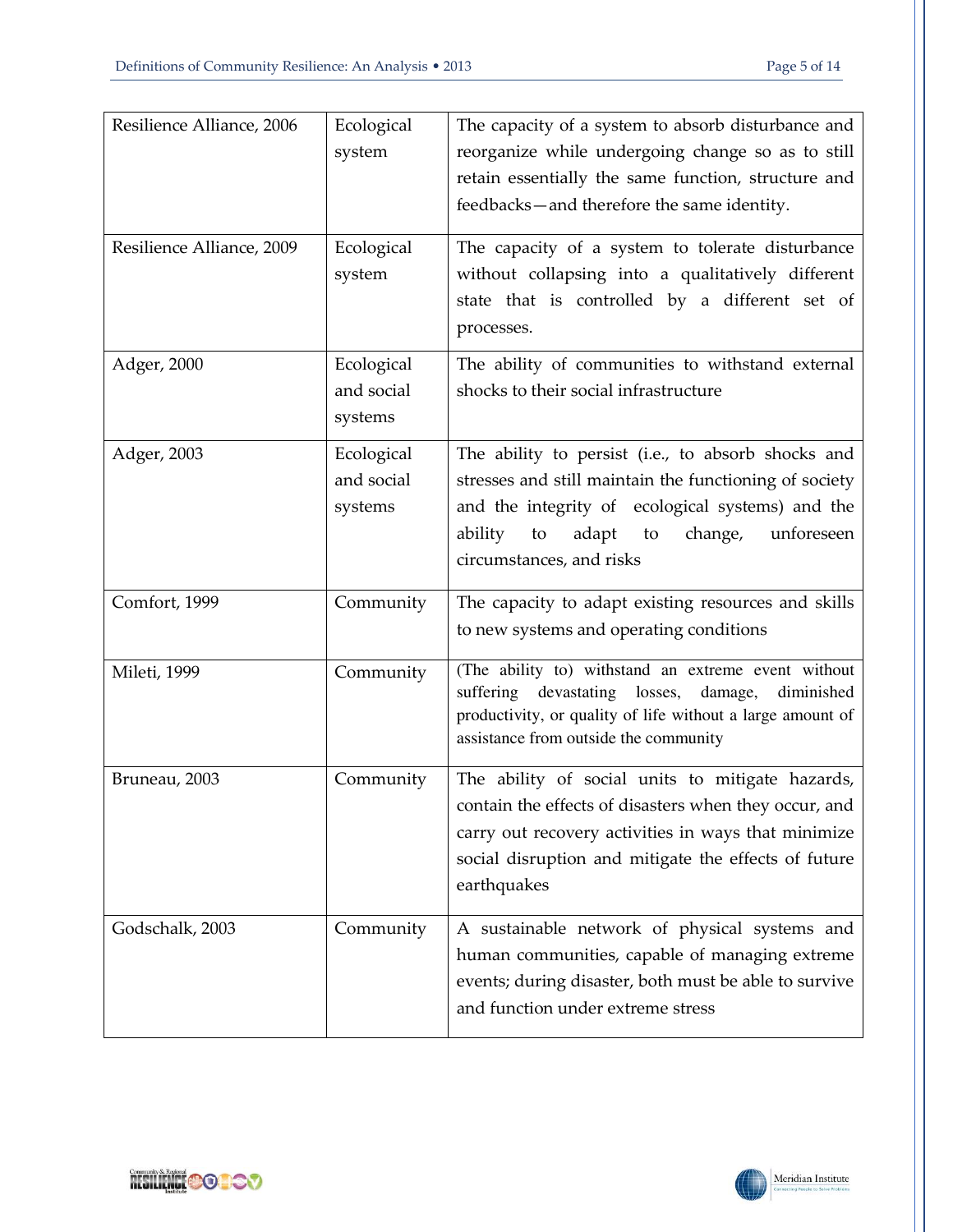| | | |
|---|---|---|
| Resilience Alliance, 2006 | Ecological system | The capacity of a system to absorb disturbance and reorganize while undergoing change so as to still retain essentially the same function, structure and feedbacks—and therefore the same identity. |
| Resilience Alliance, 2009 | Ecological system | The capacity of a system to tolerate disturbance without collapsing into a qualitatively different state that is controlled by a different set of processes. |
| Adger, 2000 | Ecological and social systems | The ability of communities to withstand external shocks to their social infrastructure |
| Adger, 2003 | Ecological and social systems | The ability to persist (i.e., to absorb shocks and stresses and still maintain the functioning of society and the integrity of ecological systems) and the ability to adapt to change, unforeseen circumstances, and risks |
| Comfort, 1999 | Community | The capacity to adapt existing resources and skills to new systems and operating conditions |
| Mileti, 1999 | Community | (The ability to) withstand an extreme event without suffering devastating losses, damage, diminished productivity, or quality of life without a large amount of assistance from outside the community |
| Bruneau, 2003 | Community | The ability of social units to mitigate hazards, contain the effects of disasters when they occur, and carry out recovery activities in ways that minimize social disruption and mitigate the effects of future earthquakes |
| Godschalk, 2003 | Community | A sustainable network of physical systems and human communities, capable of managing extreme events; during disaster, both must be able to survive and function under extreme stress |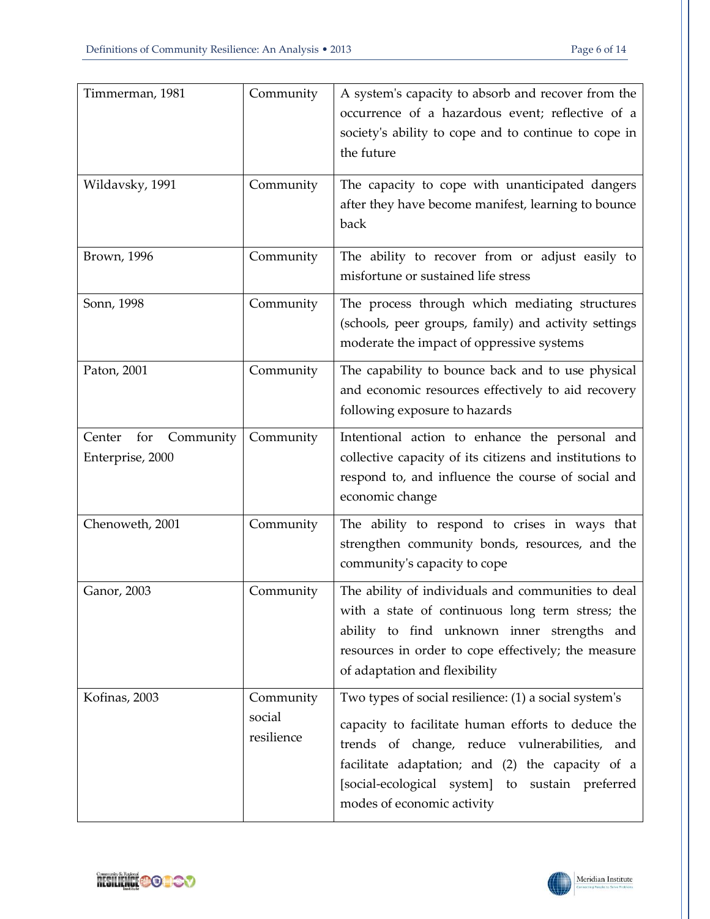| | | |
|---|---|---|
| Timmerman, 1981 | Community | A system's capacity to absorb and recover from the occurrence of a hazardous event; reflective of a society's ability to cope and to continue to cope in the future |
| Wildavsky, 1991 | Community | The capacity to cope with unanticipated dangers after they have become manifest, learning to bounce back |
| Brown, 1996 | Community | The ability to recover from or adjust easily to misfortune or sustained life stress |
| Sonn, 1998 | Community | The process through which mediating structures (schools, peer groups, family) and activity settings moderate the impact of oppressive systems |
| Paton, 2001 | Community | The capability to bounce back and to use physical and economic resources effectively to aid recovery following exposure to hazards |
| Center for Community Enterprise, 2000 | Community | Intentional action to enhance the personal and collective capacity of its citizens and institutions to respond to, and influence the course of social and economic change |
| Chenoweth, 2001 | Community | The ability to respond to crises in ways that strengthen community bonds, resources, and the community's capacity to cope |
| Ganor, 2003 | Community | The ability of individuals and communities to deal with a state of continuous long term stress; the ability to find unknown inner strengths and resources in order to cope effectively; the measure of adaptation and flexibility |
| Kofinas, 2003 | Community social resilience | Two types of social resilience: (1) a social system's capacity to facilitate human efforts to deduce the trends of change, reduce vulnerabilities, and facilitate adaptation; and (2) the capacity of a [social-ecological system] to sustain preferred modes of economic activity |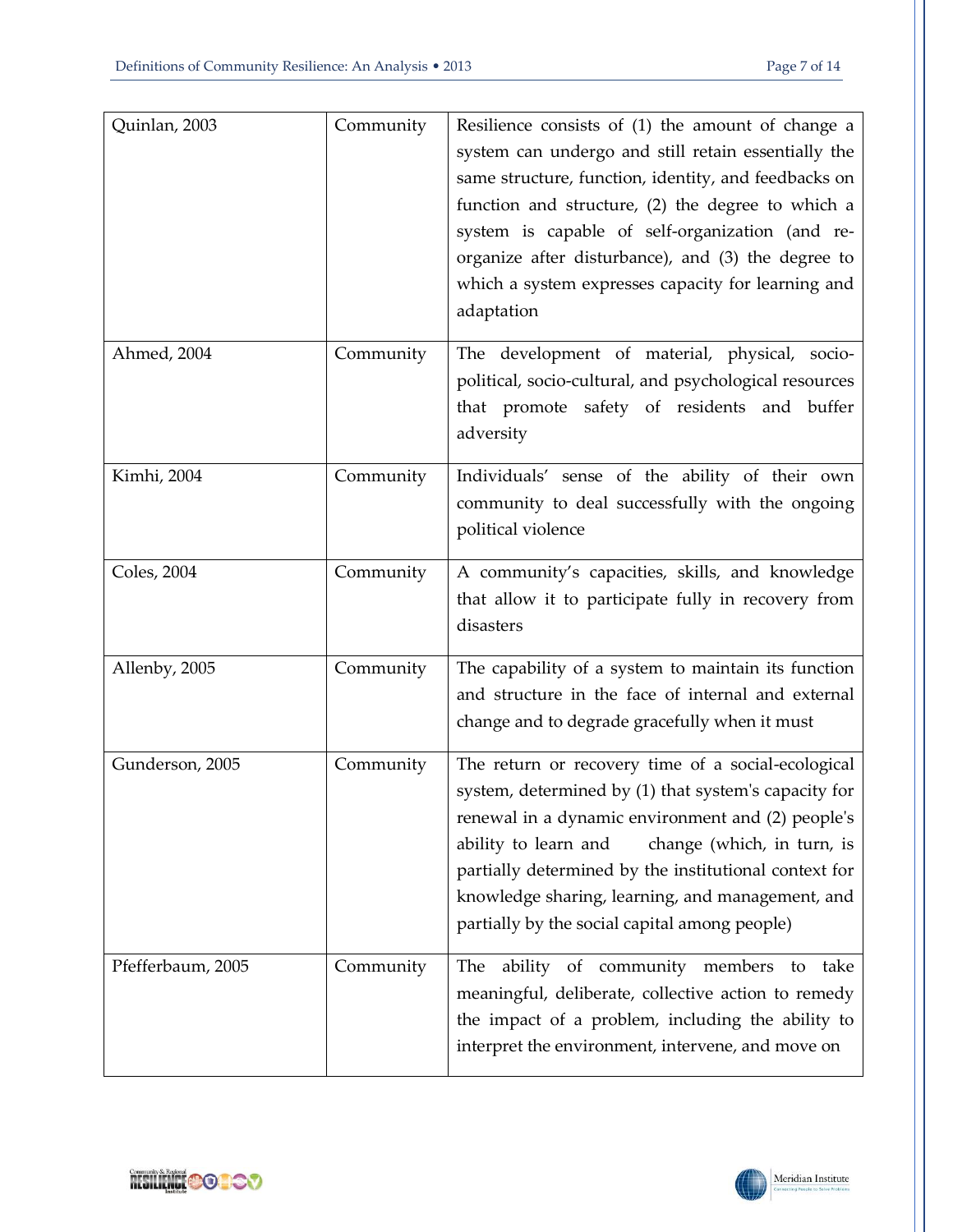| Quinlan, 2003 | Community | Resilience consists of (1) the amount of change a system can undergo and still retain essentially the same structure, function, identity, and feedbacks on function and structure, (2) the degree to which a system is capable of self-organization (and re-organize after disturbance), and (3) the degree to which a system expresses capacity for learning and adaptation |
|---|---|---|
| Ahmed, 2004 | Community | The development of material, physical, socio-political, socio-cultural, and psychological resources that promote safety of residents and buffer adversity |
| Kimhi, 2004 | Community | Individuals' sense of the ability of their own community to deal successfully with the ongoing political violence |
| Coles, 2004 | Community | A community's capacities, skills, and knowledge that allow it to participate fully in recovery from disasters |
| Allenby, 2005 | Community | The capability of a system to maintain its function and structure in the face of internal and external change and to degrade gracefully when it must |
| Gunderson, 2005 | Community | The return or recovery time of a social-ecological system, determined by (1) that system's capacity for renewal in a dynamic environment and (2) people's ability to learn and change (which, in turn, is partially determined by the institutional context for knowledge sharing, learning, and management, and partially by the social capital among people) |
| Pfefferbaum, 2005 | Community | The ability of community members to take meaningful, deliberate, collective action to remedy the impact of a problem, including the ability to interpret the environment, intervene, and move on |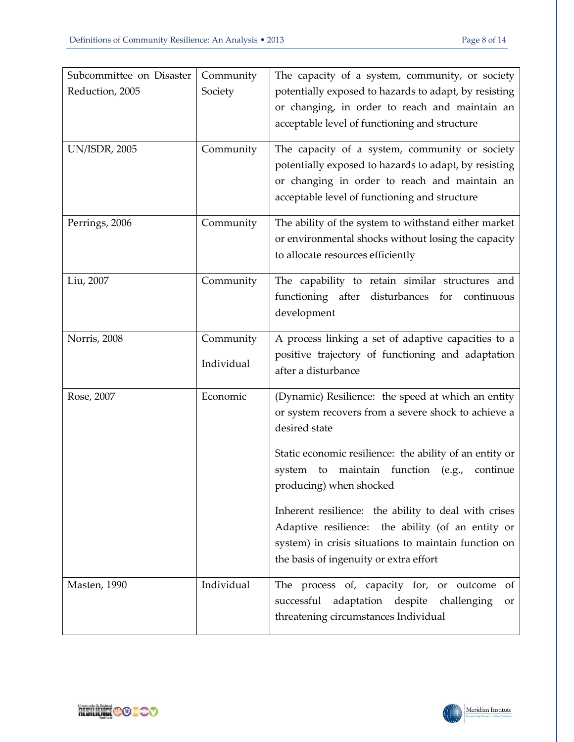| | | |
|---|---|---|
| Subcommittee on Disaster Reduction, 2005 | Community Society | The capacity of a system, community, or society potentially exposed to hazards to adapt, by resisting or changing, in order to reach and maintain an acceptable level of functioning and structure |
| UN/ISDR, 2005 | Community | The capacity of a system, community or society potentially exposed to hazards to adapt, by resisting or changing in order to reach and maintain an acceptable level of functioning and structure |
| Perrings, 2006 | Community | The ability of the system to withstand either market or environmental shocks without losing the capacity to allocate resources efficiently |
| Liu, 2007 | Community | The capability to retain similar structures and functioning after disturbances for continuous development |
| Norris, 2008 | Community<br><br>Individual | A process linking a set of adaptive capacities to a positive trajectory of functioning and adaptation after a disturbance |
| Rose, 2007 | Economic | (Dynamic) Resilience: the speed at which an entity or system recovers from a severe shock to achieve a desired state<br><br>Static economic resilience: the ability of an entity or system to maintain function (e.g., continue producing) when shocked<br><br>Inherent resilience: the ability to deal with crises Adaptive resilience: the ability (of an entity or system) in crisis situations to maintain function on the basis of ingenuity or extra effort |
| Masten, 1990 | Individual | The process of, capacity for, or outcome of successful adaptation despite challenging or threatening circumstances Individual |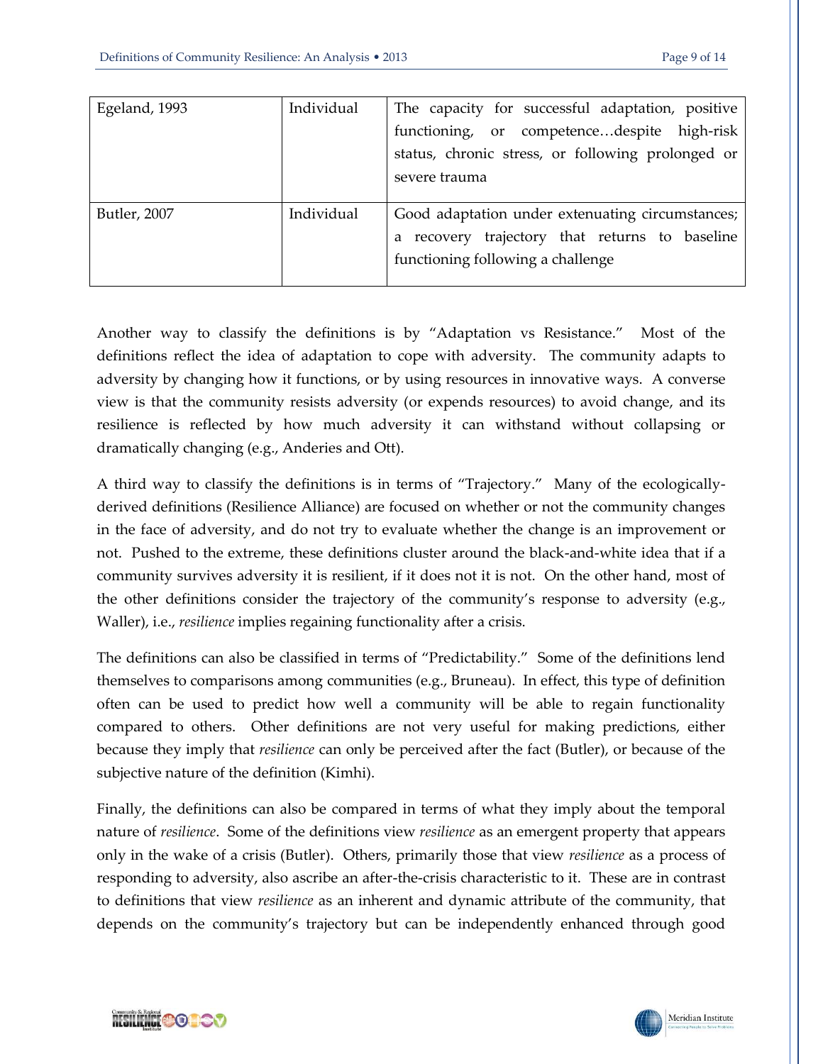| Egeland, 1993 | Individual | The capacity for successful adaptation, positive functioning, or competence…despite high-risk status, chronic stress, or following prolonged or severe trauma |
|---|---|---|
| Butler, 2007 | Individual | Good adaptation under extenuating circumstances; a recovery trajectory that returns to baseline functioning following a challenge |

Another way to classify the definitions is by "Adaptation vs Resistance." Most of the definitions reflect the idea of adaptation to cope with adversity. The community adapts to adversity by changing how it functions, or by using resources in innovative ways. A converse view is that the community resists adversity (or expends resources) to avoid change, and its resilience is reflected by how much adversity it can withstand without collapsing or dramatically changing (e.g., Anderies and Ott).

A third way to classify the definitions is in terms of "Trajectory." Many of the ecologically-derived definitions (Resilience Alliance) are focused on whether or not the community changes in the face of adversity, and do not try to evaluate whether the change is an improvement or not. Pushed to the extreme, these definitions cluster around the black-and-white idea that if a community survives adversity it is resilient, if it does not it is not. On the other hand, most of the other definitions consider the trajectory of the community's response to adversity (e.g., Waller), i.e., *resilience* implies regaining functionality after a crisis.

The definitions can also be classified in terms of "Predictability." Some of the definitions lend themselves to comparisons among communities (e.g., Bruneau). In effect, this type of definition often can be used to predict how well a community will be able to regain functionality compared to others. Other definitions are not very useful for making predictions, either because they imply that *resilience* can only be perceived after the fact (Butler), or because of the subjective nature of the definition (Kimhi).

Finally, the definitions can also be compared in terms of what they imply about the temporal nature of *resilience*. Some of the definitions view *resilience* as an emergent property that appears only in the wake of a crisis (Butler). Others, primarily those that view *resilience* as a process of responding to adversity, also ascribe an after-the-crisis characteristic to it. These are in contrast to definitions that view *resilience* as an inherent and dynamic attribute of the community, that depends on the community's trajectory but can be independently enhanced through good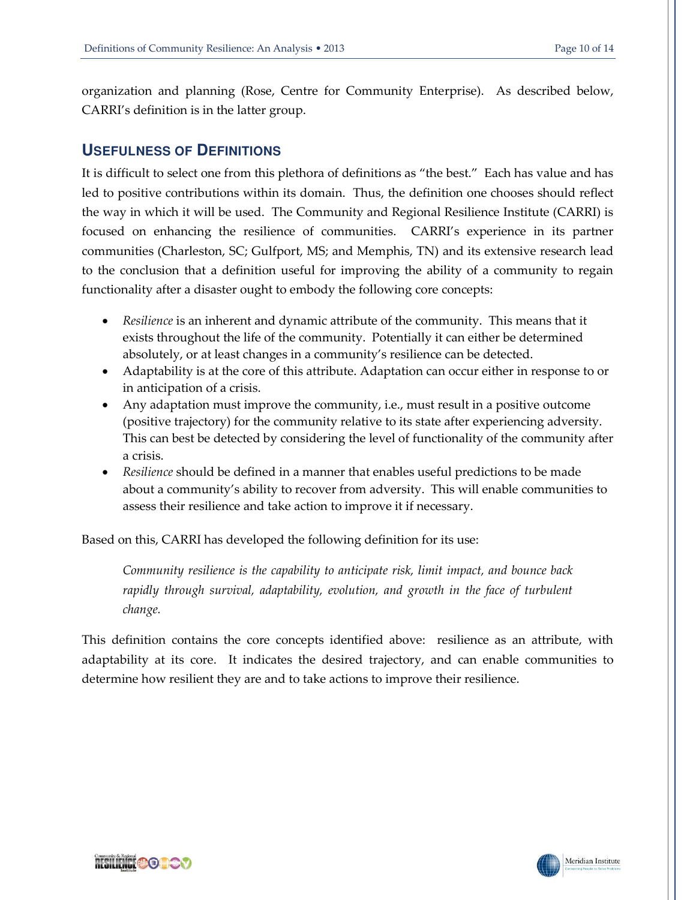organization and planning (Rose, Centre for Community Enterprise). As described below, CARRI's definition is in the latter group.

## Usefulness of Definitions

It is difficult to select one from this plethora of definitions as "the best." Each has value and has led to positive contributions within its domain. Thus, the definition one chooses should reflect the way in which it will be used. The Community and Regional Resilience Institute (CARRI) is focused on enhancing the resilience of communities. CARRI's experience in its partner communities (Charleston, SC; Gulfport, MS; and Memphis, TN) and its extensive research lead to the conclusion that a definition useful for improving the ability of a community to regain functionality after a disaster ought to embody the following core concepts:

- *Resilience* is an inherent and dynamic attribute of the community. This means that it exists throughout the life of the community. Potentially it can either be determined absolutely, or at least changes in a community's resilience can be detected.
- Adaptability is at the core of this attribute. Adaptation can occur either in response to or in anticipation of a crisis.
- Any adaptation must improve the community, i.e., must result in a positive outcome (positive trajectory) for the community relative to its state after experiencing adversity. This can best be detected by considering the level of functionality of the community after a crisis.
- *Resilience* should be defined in a manner that enables useful predictions to be made about a community's ability to recover from adversity. This will enable communities to assess their resilience and take action to improve it if necessary.

Based on this, CARRI has developed the following definition for its use:

> *Community resilience is the capability to anticipate risk, limit impact, and bounce back rapidly through survival, adaptability, evolution, and growth in the face of turbulent change.*

This definition contains the core concepts identified above: resilience as an attribute, with adaptability at its core. It indicates the desired trajectory, and can enable communities to determine how resilient they are and to take actions to improve their resilience.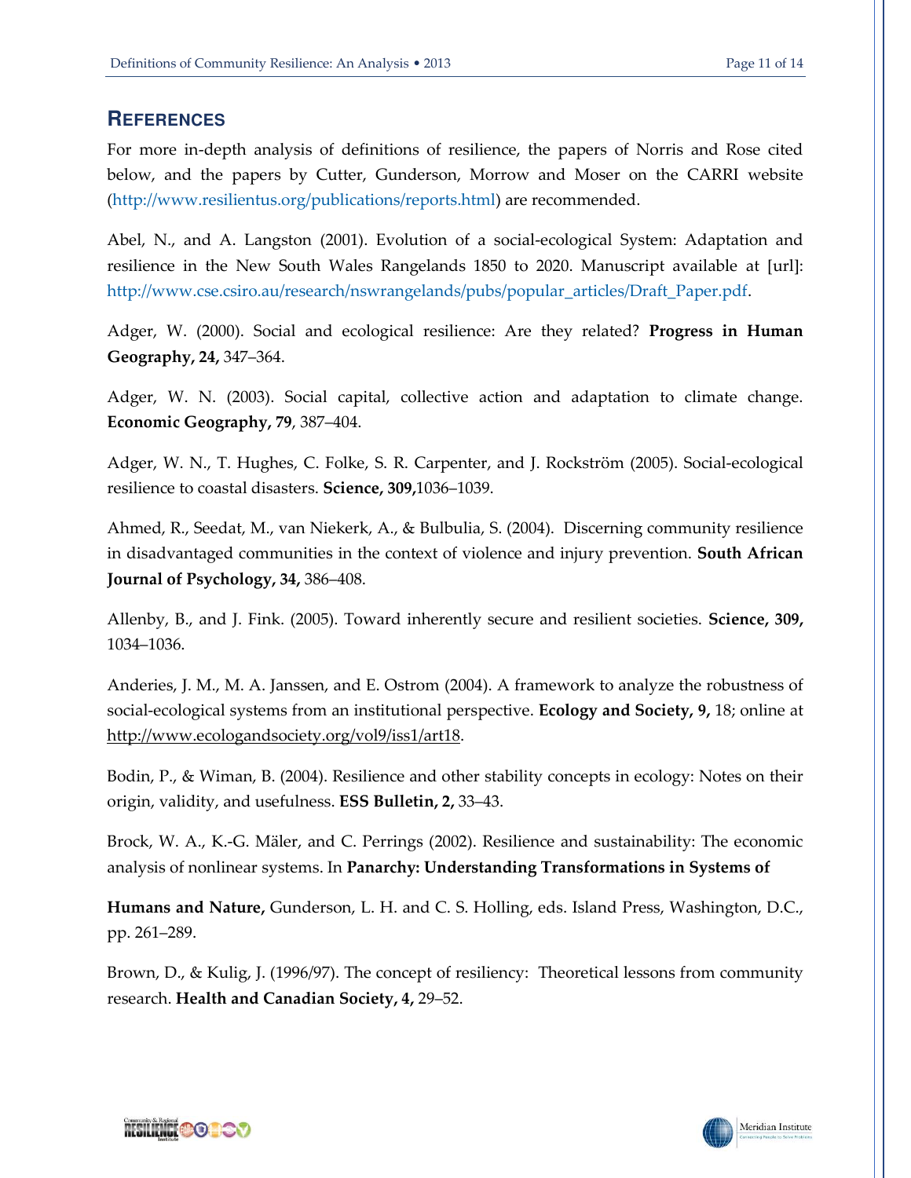## References

For more in-depth analysis of definitions of resilience, the papers of Norris and Rose cited below, and the papers by Cutter, Gunderson, Morrow and Moser on the CARRI website (http://www.resilientus.org/publications/reports.html) are recommended.

Abel, N., and A. Langston (2001). Evolution of a social-ecological System: Adaptation and resilience in the New South Wales Rangelands 1850 to 2020. Manuscript available at [url]: http://www.cse.csiro.au/research/nswrangelands/pubs/popular_articles/Draft_Paper.pdf.

Adger, W. (2000). Social and ecological resilience: Are they related? **Progress in Human Geography, 24,** 347–364.

Adger, W. N. (2003). Social capital, collective action and adaptation to climate change. **Economic Geography, 79**, 387–404.

Adger, W. N., T. Hughes, C. Folke, S. R. Carpenter, and J. Rockström (2005). Social-ecological resilience to coastal disasters. **Science, 309,**1036–1039.

Ahmed, R., Seedat, M., van Niekerk, A., & Bulbulia, S. (2004). Discerning community resilience in disadvantaged communities in the context of violence and injury prevention. **South African Journal of Psychology, 34,** 386–408.

Allenby, B., and J. Fink. (2005). Toward inherently secure and resilient societies. **Science, 309,** 1034–1036.

Anderies, J. M., M. A. Janssen, and E. Ostrom (2004). A framework to analyze the robustness of social-ecological systems from an institutional perspective. **Ecology and Society, 9,** 18; online at http://www.ecologandsociety.org/vol9/iss1/art18.

Bodin, P., & Wiman, B. (2004). Resilience and other stability concepts in ecology: Notes on their origin, validity, and usefulness. **ESS Bulletin, 2,** 33–43.

Brock, W. A., K.-G. Mäler, and C. Perrings (2002). Resilience and sustainability: The economic analysis of nonlinear systems. In **Panarchy: Understanding Transformations in Systems of Humans and Nature,** Gunderson, L. H. and C. S. Holling, eds. Island Press, Washington, D.C., pp. 261–289.

Brown, D., & Kulig, J. (1996/97). The concept of resiliency: Theoretical lessons from community research. **Health and Canadian Society, 4,** 29–52.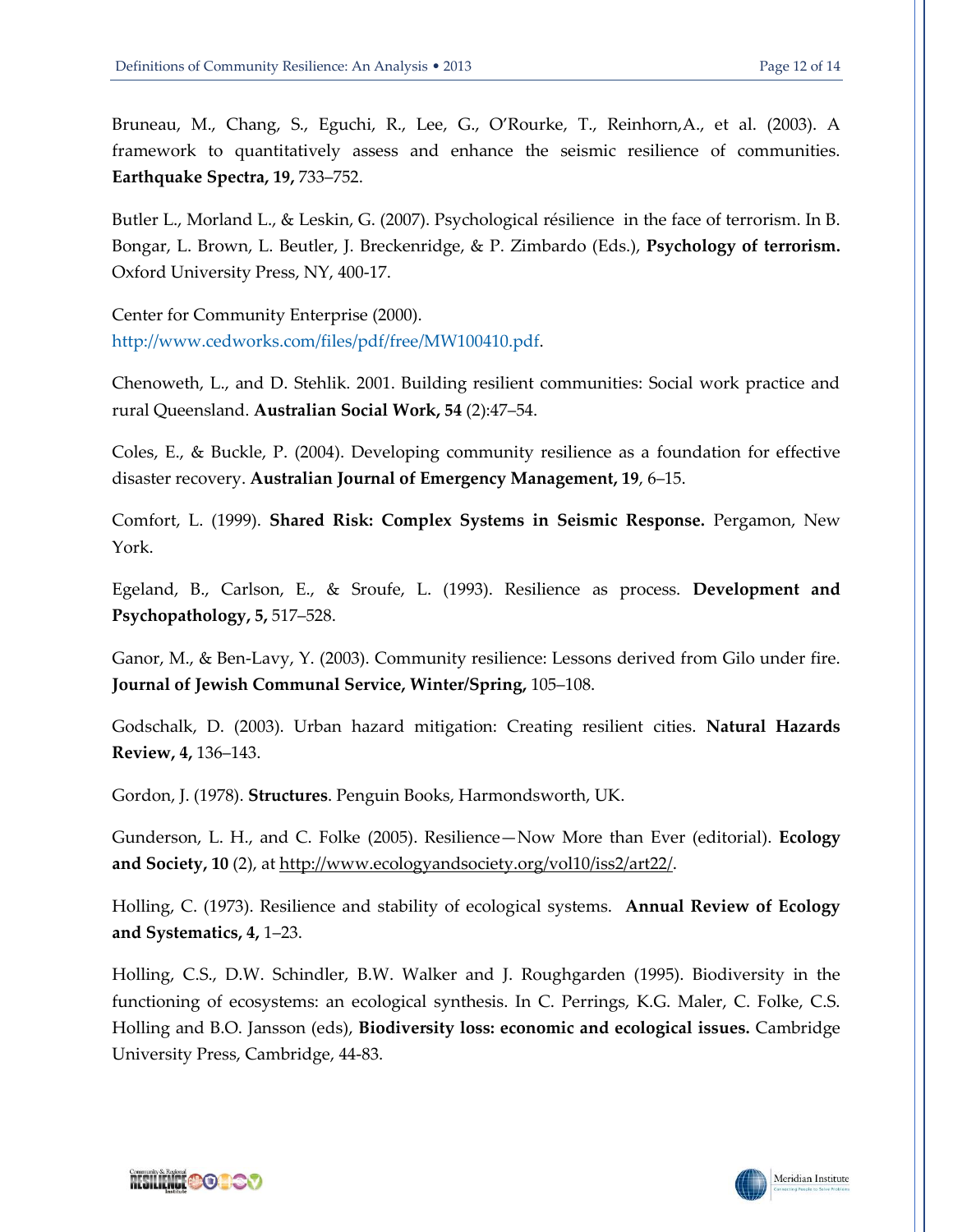Bruneau, M., Chang, S., Eguchi, R., Lee, G., O'Rourke, T., Reinhorn,A., et al. (2003). A framework to quantitatively assess and enhance the seismic resilience of communities. **Earthquake Spectra, 19,** 733–752.

Butler L., Morland L., & Leskin, G. (2007). Psychological résilience in the face of terrorism. In B. Bongar, L. Brown, L. Beutler, J. Breckenridge, & P. Zimbardo (Eds.), **Psychology of terrorism.** Oxford University Press, NY, 400-17.

Center for Community Enterprise (2000). http://www.cedworks.com/files/pdf/free/MW100410.pdf.

Chenoweth, L., and D. Stehlik. 2001. Building resilient communities: Social work practice and rural Queensland. **Australian Social Work, 54** (2):47–54.

Coles, E., & Buckle, P. (2004). Developing community resilience as a foundation for effective disaster recovery. **Australian Journal of Emergency Management, 19**, 6–15.

Comfort, L. (1999). **Shared Risk: Complex Systems in Seismic Response.** Pergamon, New York.

Egeland, B., Carlson, E., & Sroufe, L. (1993). Resilience as process. **Development and Psychopathology, 5,** 517–528.

Ganor, M., & Ben-Lavy, Y. (2003). Community resilience: Lessons derived from Gilo under fire. **Journal of Jewish Communal Service, Winter/Spring,** 105–108.

Godschalk, D. (2003). Urban hazard mitigation: Creating resilient cities. **Natural Hazards Review, 4,** 136–143.

Gordon, J. (1978). **Structures**. Penguin Books, Harmondsworth, UK.

Gunderson, L. H., and C. Folke (2005). Resilience—Now More than Ever (editorial). **Ecology and Society, 10** (2), at http://www.ecologyandsociety.org/vol10/iss2/art22/.

Holling, C. (1973). Resilience and stability of ecological systems. **Annual Review of Ecology and Systematics, 4,** 1–23.

Holling, C.S., D.W. Schindler, B.W. Walker and J. Roughgarden (1995). Biodiversity in the functioning of ecosystems: an ecological synthesis. In C. Perrings, K.G. Maler, C. Folke, C.S. Holling and B.O. Jansson (eds), **Biodiversity loss: economic and ecological issues.** Cambridge University Press, Cambridge, 44-83.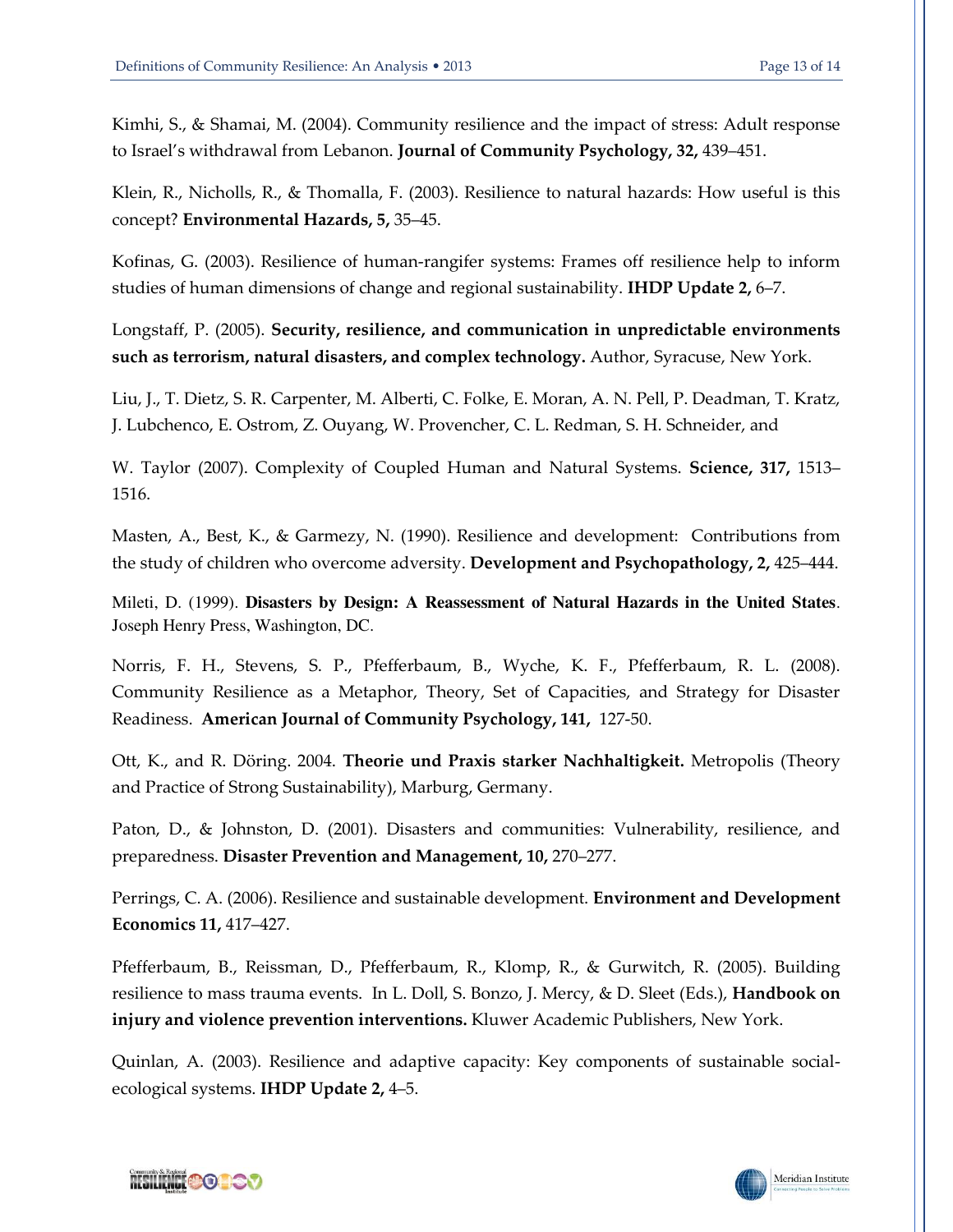Kimhi, S., & Shamai, M. (2004). Community resilience and the impact of stress: Adult response to Israel's withdrawal from Lebanon. **Journal of Community Psychology, 32,** 439–451.

Klein, R., Nicholls, R., & Thomalla, F. (2003). Resilience to natural hazards: How useful is this concept? **Environmental Hazards, 5,** 35–45.

Kofinas, G. (2003). Resilience of human-rangifer systems: Frames off resilience help to inform studies of human dimensions of change and regional sustainability. **IHDP Update 2,** 6–7.

Longstaff, P. (2005). **Security, resilience, and communication in unpredictable environments such as terrorism, natural disasters, and complex technology.** Author, Syracuse, New York.

Liu, J., T. Dietz, S. R. Carpenter, M. Alberti, C. Folke, E. Moran, A. N. Pell, P. Deadman, T. Kratz, J. Lubchenco, E. Ostrom, Z. Ouyang, W. Provencher, C. L. Redman, S. H. Schneider, and

W. Taylor (2007). Complexity of Coupled Human and Natural Systems. **Science, 317,** 1513–1516.

Masten, A., Best, K., & Garmezy, N. (1990). Resilience and development: Contributions from the study of children who overcome adversity. **Development and Psychopathology, 2,** 425–444.

Mileti, D. (1999). **Disasters by Design: A Reassessment of Natural Hazards in the United States**. Joseph Henry Press, Washington, DC.

Norris, F. H., Stevens, S. P., Pfefferbaum, B., Wyche, K. F., Pfefferbaum, R. L. (2008). Community Resilience as a Metaphor, Theory, Set of Capacities, and Strategy for Disaster Readiness. **American Journal of Community Psychology, 141,** 127-50.

Ott, K., and R. Döring. 2004. **Theorie und Praxis starker Nachhaltigkeit.** Metropolis (Theory and Practice of Strong Sustainability), Marburg, Germany.

Paton, D., & Johnston, D. (2001). Disasters and communities: Vulnerability, resilience, and preparedness. **Disaster Prevention and Management, 10,** 270–277.

Perrings, C. A. (2006). Resilience and sustainable development. **Environment and Development Economics 11,** 417–427.

Pfefferbaum, B., Reissman, D., Pfefferbaum, R., Klomp, R., & Gurwitch, R. (2005). Building resilience to mass trauma events. In L. Doll, S. Bonzo, J. Mercy, & D. Sleet (Eds.), **Handbook on injury and violence prevention interventions.** Kluwer Academic Publishers, New York.

Quinlan, A. (2003). Resilience and adaptive capacity: Key components of sustainable social-ecological systems. **IHDP Update 2,** 4–5.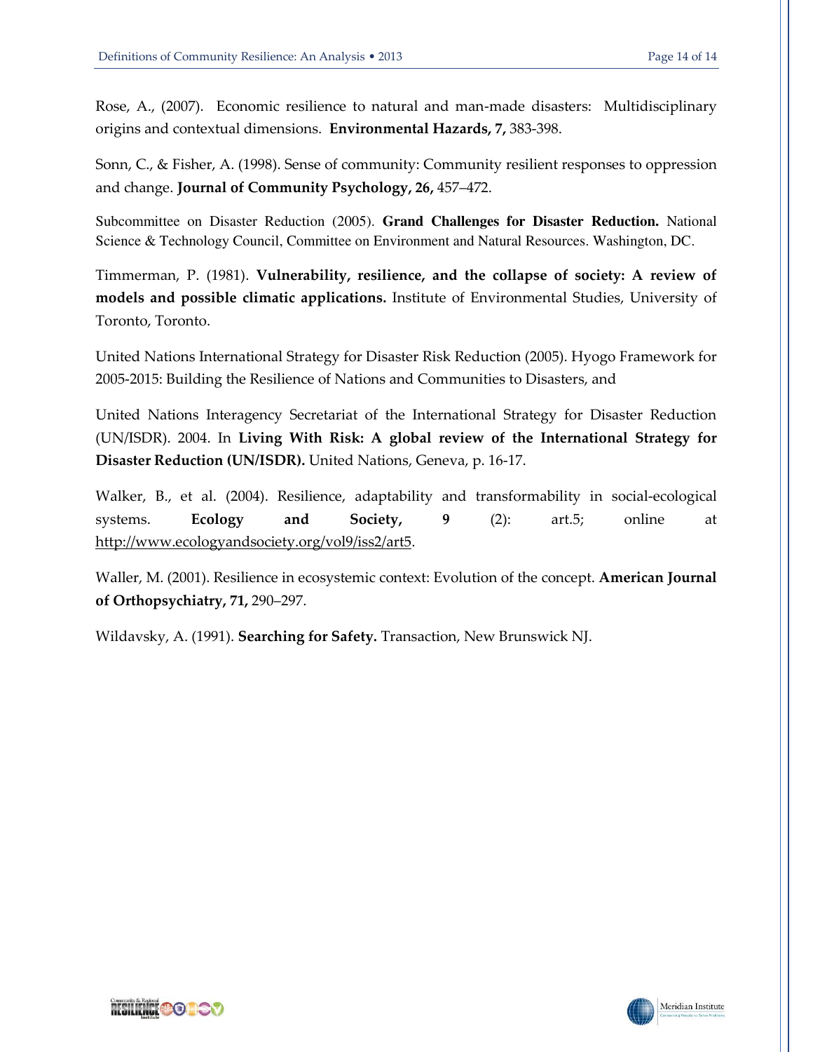Rose, A., (2007). Economic resilience to natural and man-made disasters: Multidisciplinary origins and contextual dimensions. **Environmental Hazards, 7,** 383-398.

Sonn, C., & Fisher, A. (1998). Sense of community: Community resilient responses to oppression and change. **Journal of Community Psychology, 26,** 457–472.

Subcommittee on Disaster Reduction (2005). **Grand Challenges for Disaster Reduction.** National Science & Technology Council, Committee on Environment and Natural Resources. Washington, DC.

Timmerman, P. (1981). **Vulnerability, resilience, and the collapse of society: A review of models and possible climatic applications.** Institute of Environmental Studies, University of Toronto, Toronto.

United Nations International Strategy for Disaster Risk Reduction (2005). Hyogo Framework for 2005-2015: Building the Resilience of Nations and Communities to Disasters, and

United Nations Interagency Secretariat of the International Strategy for Disaster Reduction (UN/ISDR). 2004. In **Living With Risk: A global review of the International Strategy for Disaster Reduction (UN/ISDR).** United Nations, Geneva, p. 16-17.

Walker, B., et al. (2004). Resilience, adaptability and transformability in social-ecological systems. **Ecology and Society, 9** (2): art.5; online at http://www.ecologyandsociety.org/vol9/iss2/art5.

Waller, M. (2001). Resilience in ecosystemic context: Evolution of the concept. **American Journal of Orthopsychiatry, 71,** 290–297.

Wildavsky, A. (1991). **Searching for Safety.** Transaction, New Brunswick NJ.